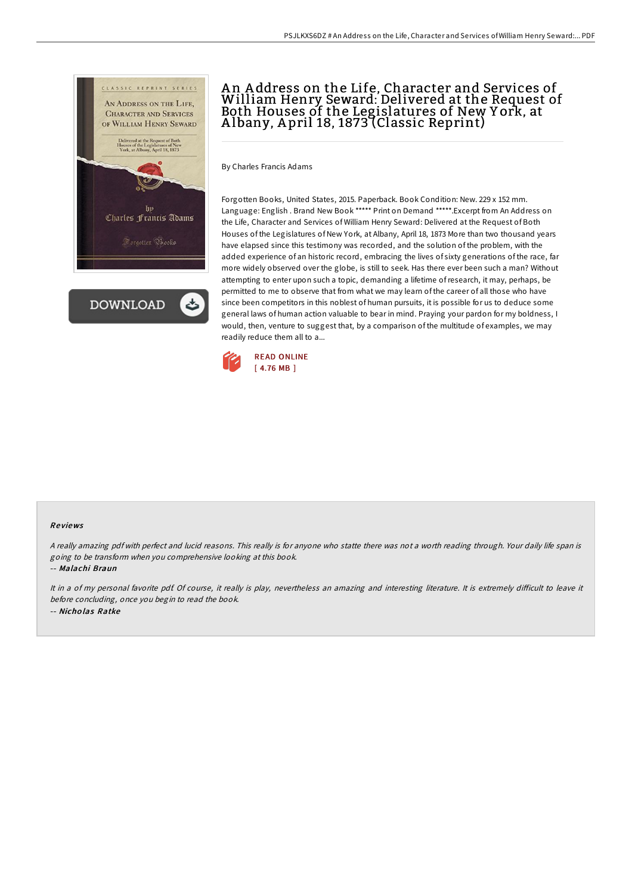# An Address on the Life, Character and Services of William Henry Seward: Delivered at the Request of Both Houses of the Legislatures of New York, at Albany, April 18, 1873 (Classic Reprint)

By Charles Francis Adams

Forgotten Books, United States, 2015. Paperback. Book Condition: New. 229 x 152 mm. Language: English . Brand New Book ***** Print on Demand *****.Excerpt from An Address on the Life, Character and Services of William Henry Seward: Delivered at the Request of Both Houses of the Legislatures of New York, at Albany, April 18, 1873 More than two thousand years have elapsed since this testimony was recorded, and the solution of the problem, with the added experience of an historic record, embracing the lives of sixty generations of the race, far more widely observed over the globe, is still to seek. Has there ever been such a man? Without attempting to enter upon such a topic, demanding a lifetime of research, it may, perhaps, be permitted to me to observe that from what we may learn of the career of all those who have since been competitors in this noblest of human pursuits, it is possible for us to deduce some general laws of human action valuable to bear in mind. Praying your pardon for my boldness, I would, then, venture to suggest that, by a comparison of the multitude of examples, we may readily reduce them all to a...

READ ONLINE
[ 4.76 MB ]

### Reviews

*A really amazing pdf with perfect and lucid reasons. This really is for anyone who statte there was not a worth reading through. Your daily life span is going to be transform when you comprehensive looking at this book.*

-- ***Malachi Braun***

*It in a of my personal favorite pdf. Of course, it really is play, nevertheless an amazing and interesting literature. It is extremely difficult to leave it before concluding, once you begin to read the book.*

-- ***Nicholas Ratke***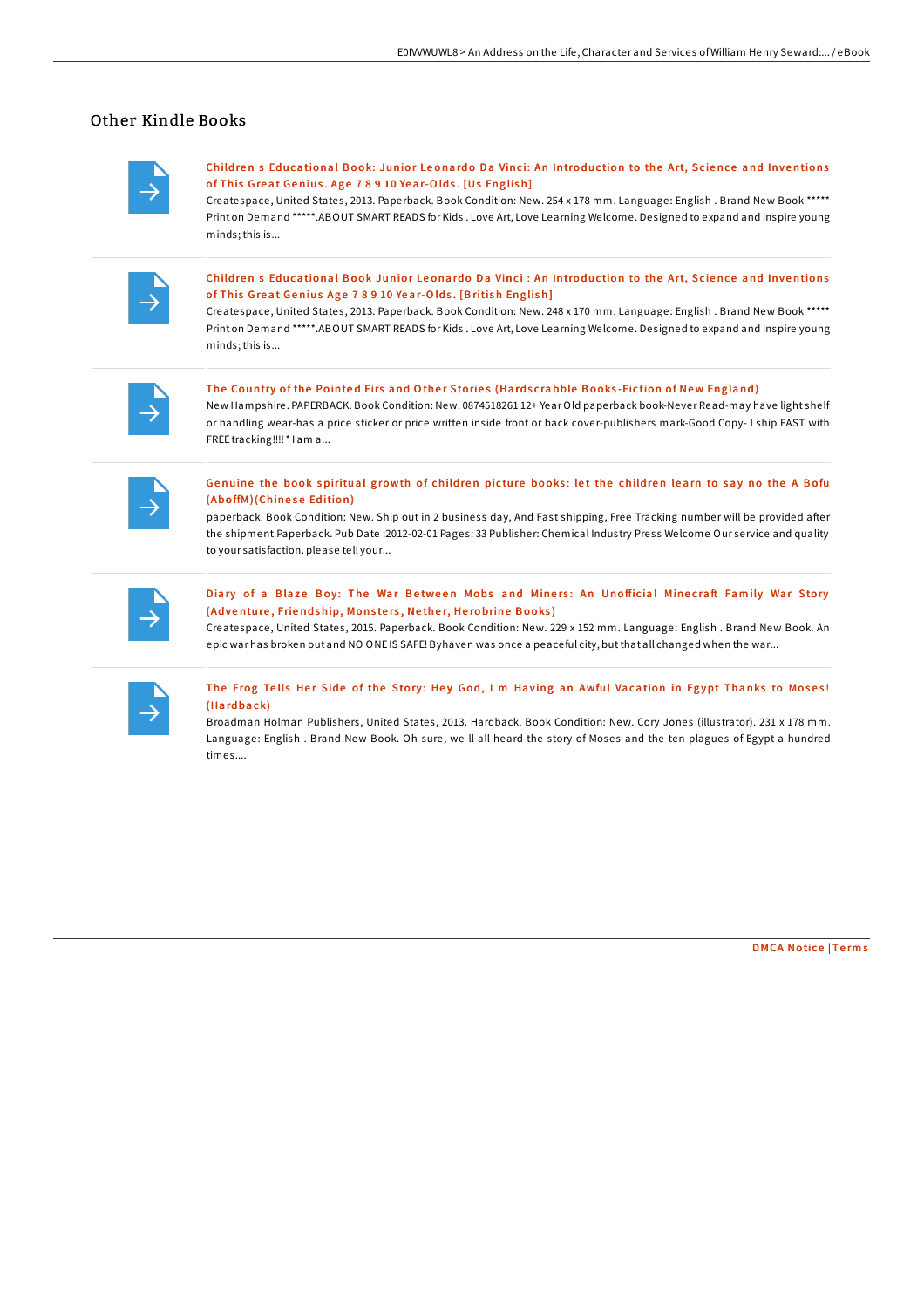## Other Kindle Books

**Children s Educational Book: Junior Leonardo Da Vinci: An Introduction to the Art, Science and Inventions of This Great Genius. Age 7 8 9 10 Year-Olds. [Us English]**

Createspace, United States, 2013. Paperback. Book Condition: New. 254 x 178 mm. Language: English . Brand New Book ***** Print on Demand *****.ABOUT SMART READS for Kids . Love Art, Love Learning Welcome. Designed to expand and inspire young minds; this is...

**Children s Educational Book Junior Leonardo Da Vinci : An Introduction to the Art, Science and Inventions of This Great Genius Age 7 8 9 10 Year-Olds. [British English]**

Createspace, United States, 2013. Paperback. Book Condition: New. 248 x 170 mm. Language: English . Brand New Book ***** Print on Demand *****.ABOUT SMART READS for Kids . Love Art, Love Learning Welcome. Designed to expand and inspire young minds; this is...

**The Country of the Pointed Firs and Other Stories (Hardscrabble Books-Fiction of New England)**

New Hampshire. PAPERBACK. Book Condition: New. 0874518261 12+ Year Old paperback book-Never Read-may have light shelf or handling wear-has a price sticker or price written inside front or back cover-publishers mark-Good Copy- I ship FAST with FREE tracking!!!! * I am a...

**Genuine the book spiritual growth of children picture books: let the children learn to say no the A Bofu (AboffM)(Chinese Edition)**

paperback. Book Condition: New. Ship out in 2 business day, And Fast shipping, Free Tracking number will be provided after the shipment.Paperback. Pub Date :2012-02-01 Pages: 33 Publisher: Chemical Industry Press Welcome Our service and quality to your satisfaction. please tell your...

**Diary of a Blaze Boy: The War Between Mobs and Miners: An Unofficial Minecraft Family War Story (Adventure, Friendship, Monsters, Nether, Herobrine Books)**

Createspace, United States, 2015. Paperback. Book Condition: New. 229 x 152 mm. Language: English . Brand New Book. An epic war has broken out and NO ONE IS SAFE! Byhaven was once a peaceful city, but that all changed when the war...

**The Frog Tells Her Side of the Story: Hey God, I m Having an Awful Vacation in Egypt Thanks to Moses! (Hardback)**

Broadman Holman Publishers, United States, 2013. Hardback. Book Condition: New. Cory Jones (illustrator). 231 x 178 mm. Language: English . Brand New Book. Oh sure, we ll all heard the story of Moses and the ten plagues of Egypt a hundred times....